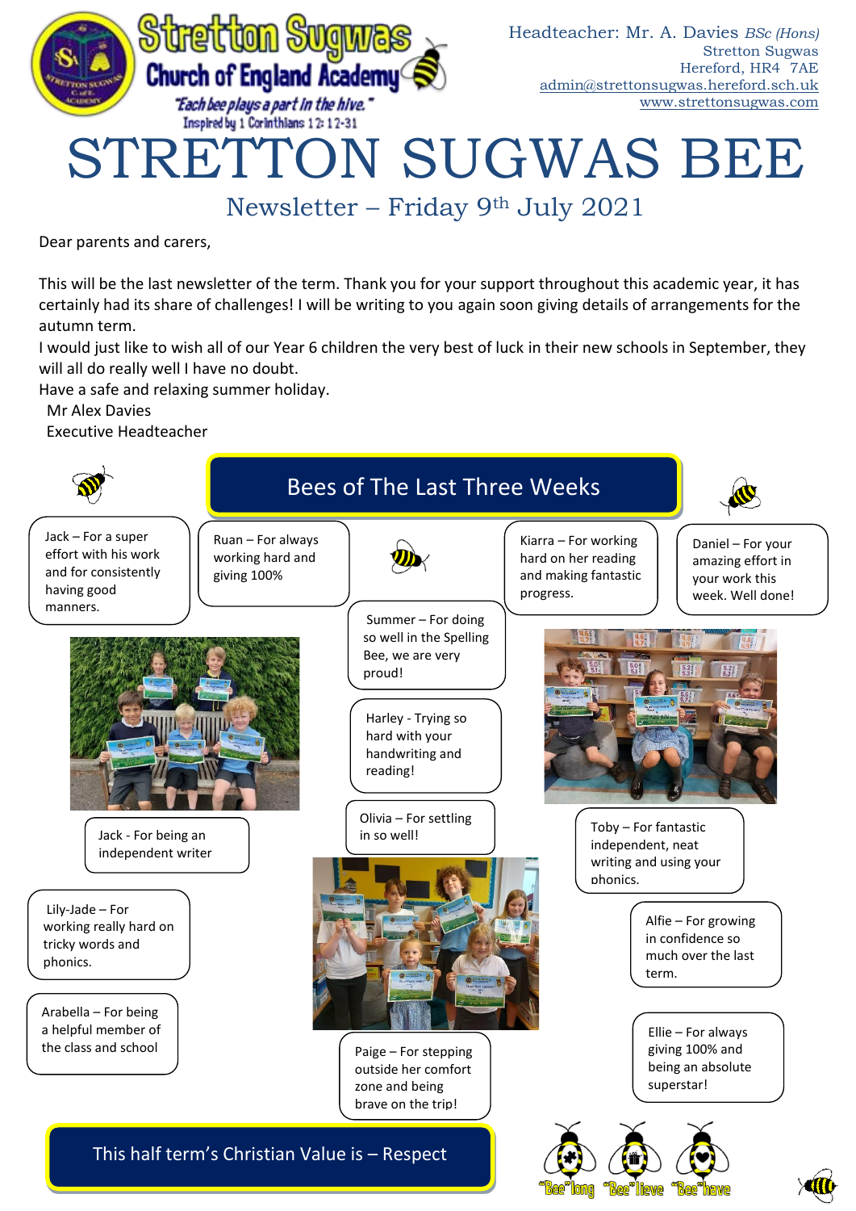# Stretton Sugwas Church of England Academy

*"Each bee plays a part in the hive."*
Inspired by 1 Corinthians 12: 12-31

Headteacher: Mr. A. Davies *BSc (Hons)*
Stretton Sugwas
Hereford, HR4 7AE
admin@strettonsugwas.hereford.sch.uk
www.strettonsugwas.com

# STRETTON SUGWAS BEE

## Newsletter – Friday 9th July 2021

Dear parents and carers,

This will be the last newsletter of the term. Thank you for your support throughout this academic year, it has certainly had its share of challenges! I will be writing to you again soon giving details of arrangements for the autumn term.

I would just like to wish all of our Year 6 children the very best of luck in their new schools in September, they will all do really well I have no doubt.

Have a safe and relaxing summer holiday.

Mr Alex Davies
Executive Headteacher

## Bees of The Last Three Weeks

- Jack – For a super effort with his work and for consistently having good manners.
- Ruan – For always working hard and giving 100%
- Kiarra – For working hard on her reading and making fantastic progress.
- Daniel – For your amazing effort in your work this week. Well done!
- Summer – For doing so well in the Spelling Bee, we are very proud!
- Harley - Trying so hard with your handwriting and reading!
- Jack - For being an independent writer
- Olivia – For settling in so well!
- Toby – For fantastic independent, neat writing and using your phonics.
- Lily-Jade – For working really hard on tricky words and phonics.
- Alfie – For growing in confidence so much over the last term.
- Arabella – For being a helpful member of the class and school
- Ellie – For always giving 100% and being an absolute superstar!
- Paige – For stepping outside her comfort zone and being brave on the trip!

## This half term's Christian Value is – Respect

"Bee"long "Bee"lieve "Bee"have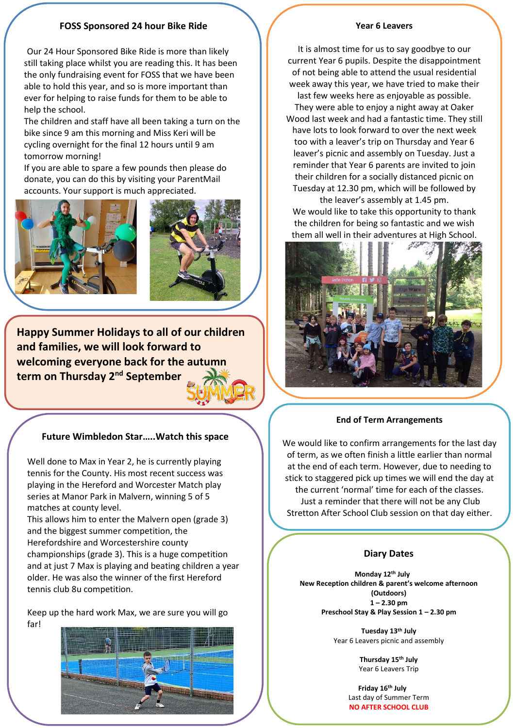## FOSS Sponsored 24 hour Bike Ride

Our 24 Hour Sponsored Bike Ride is more than likely still taking place whilst you are reading this. It has been the only fundraising event for FOSS that we have been able to hold this year, and so is more important than ever for helping to raise funds for them to be able to help the school.

The children and staff have all been taking a turn on the bike since 9 am this morning and Miss Keri will be cycling overnight for the final 12 hours until 9 am tomorrow morning!

If you are able to spare a few pounds then please do donate, you can do this by visiting your ParentMail accounts. Your support is much appreciated.

**Happy Summer Holidays to all of our children and families, we will look forward to welcoming everyone back for the autumn term on Thursday 2nd September**

## Future Wimbledon Star…..Watch this space

Well done to Max in Year 2, he is currently playing tennis for the County. His most recent success was playing in the Hereford and Worcester Match play series at Manor Park in Malvern, winning 5 of 5 matches at county level.

This allows him to enter the Malvern open (grade 3) and the biggest summer competition, the Herefordshire and Worcestershire county championships (grade 3). This is a huge competition and at just 7 Max is playing and beating children a year older. He was also the winner of the first Hereford tennis club 8u competition.

Keep up the hard work Max, we are sure you will go far!

## Year 6 Leavers

It is almost time for us to say goodbye to our current Year 6 pupils. Despite the disappointment of not being able to attend the usual residential week away this year, we have tried to make their last few weeks here as enjoyable as possible. They were able to enjoy a night away at Oaker Wood last week and had a fantastic time. They still have lots to look forward to over the next week too with a leaver's trip on Thursday and Year 6 leaver's picnic and assembly on Tuesday. Just a reminder that Year 6 parents are invited to join their children for a socially distanced picnic on Tuesday at 12.30 pm, which will be followed by the leaver's assembly at 1.45 pm.

We would like to take this opportunity to thank the children for being so fantastic and we wish them all well in their adventures at High School.

## End of Term Arrangements

We would like to confirm arrangements for the last day of term, as we often finish a little earlier than normal at the end of each term. However, due to needing to stick to staggered pick up times we will end the day at the current 'normal' time for each of the classes.

Just a reminder that there will not be any Club Stretton After School Club session on that day either.

## Diary Dates

**Monday 12th July**
**New Reception children & parent's welcome afternoon (Outdoors)**
**1 – 2.30 pm**
**Preschool Stay & Play Session 1 – 2.30 pm**

**Tuesday 13th July**
Year 6 Leavers picnic and assembly

**Thursday 15th July**
Year 6 Leavers Trip

**Friday 16th July**
Last day of Summer Term
**NO AFTER SCHOOL CLUB**